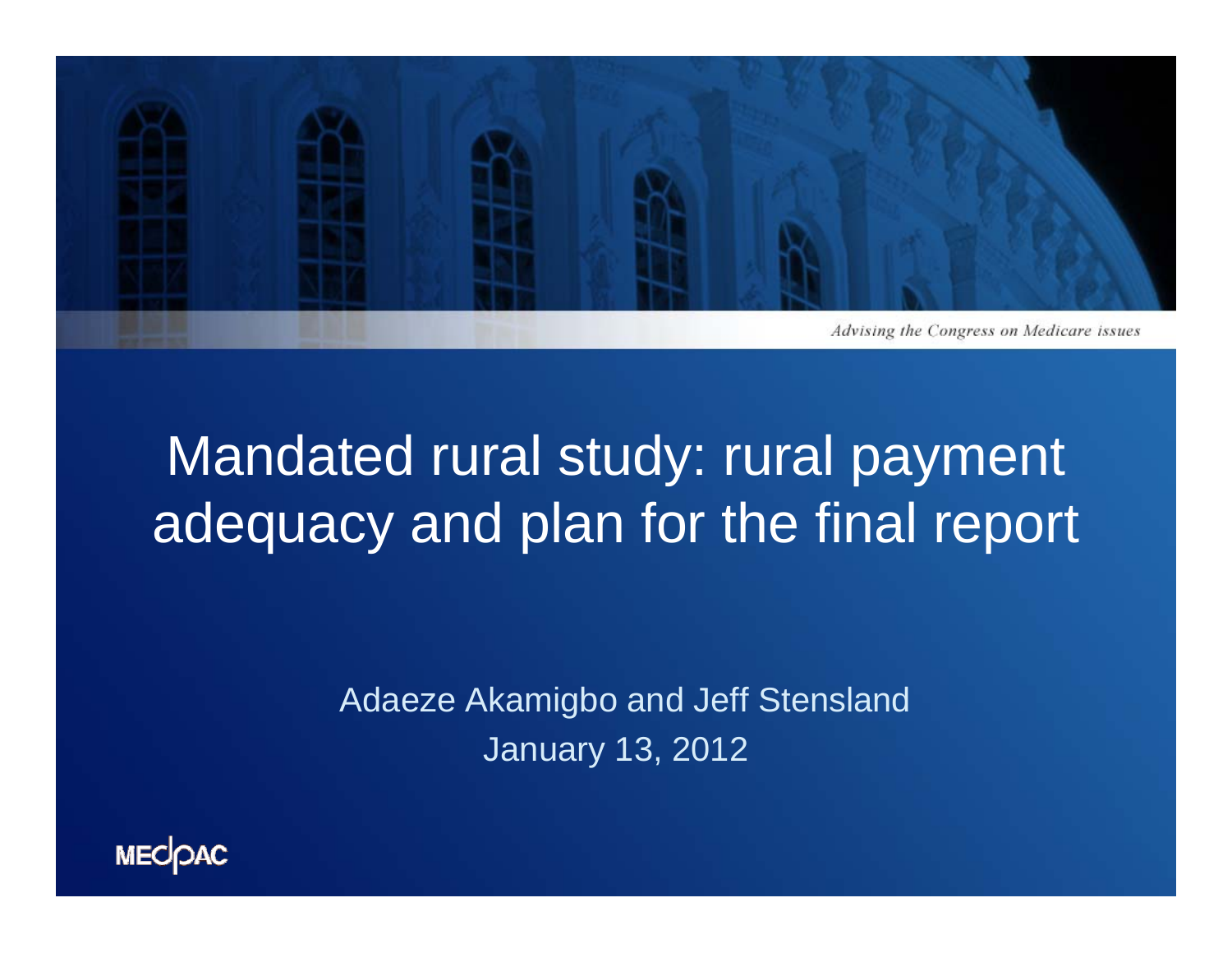Advising the Congress on Medicare issues

# Mandated rural study: rural payment adequacy and plan for the final report

Adaeze Akamigbo and Jeff Stensland

January 13, 2012

MEDPAC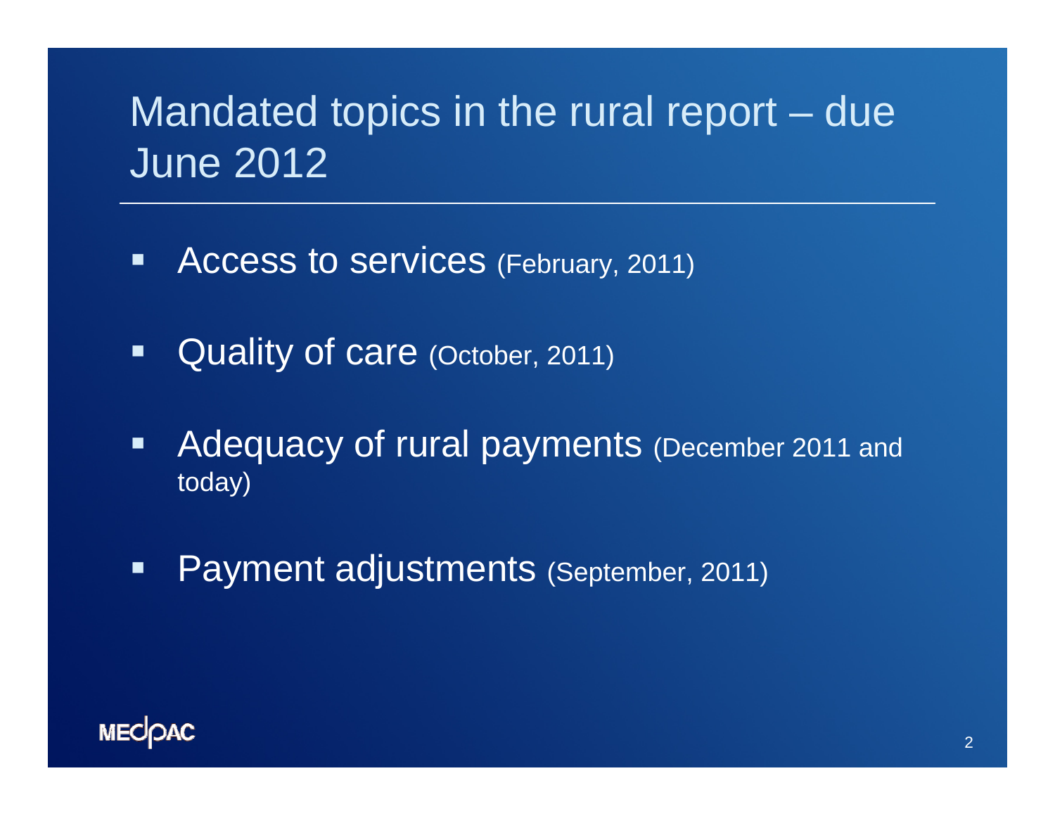# Mandated topics in the rural report – due June 2012

- Access to services (February, 2011)
- Quality of care (October, 2011)
- Adequacy of rural payments (December 2011 and today)
- Payment adjustments (September, 2011)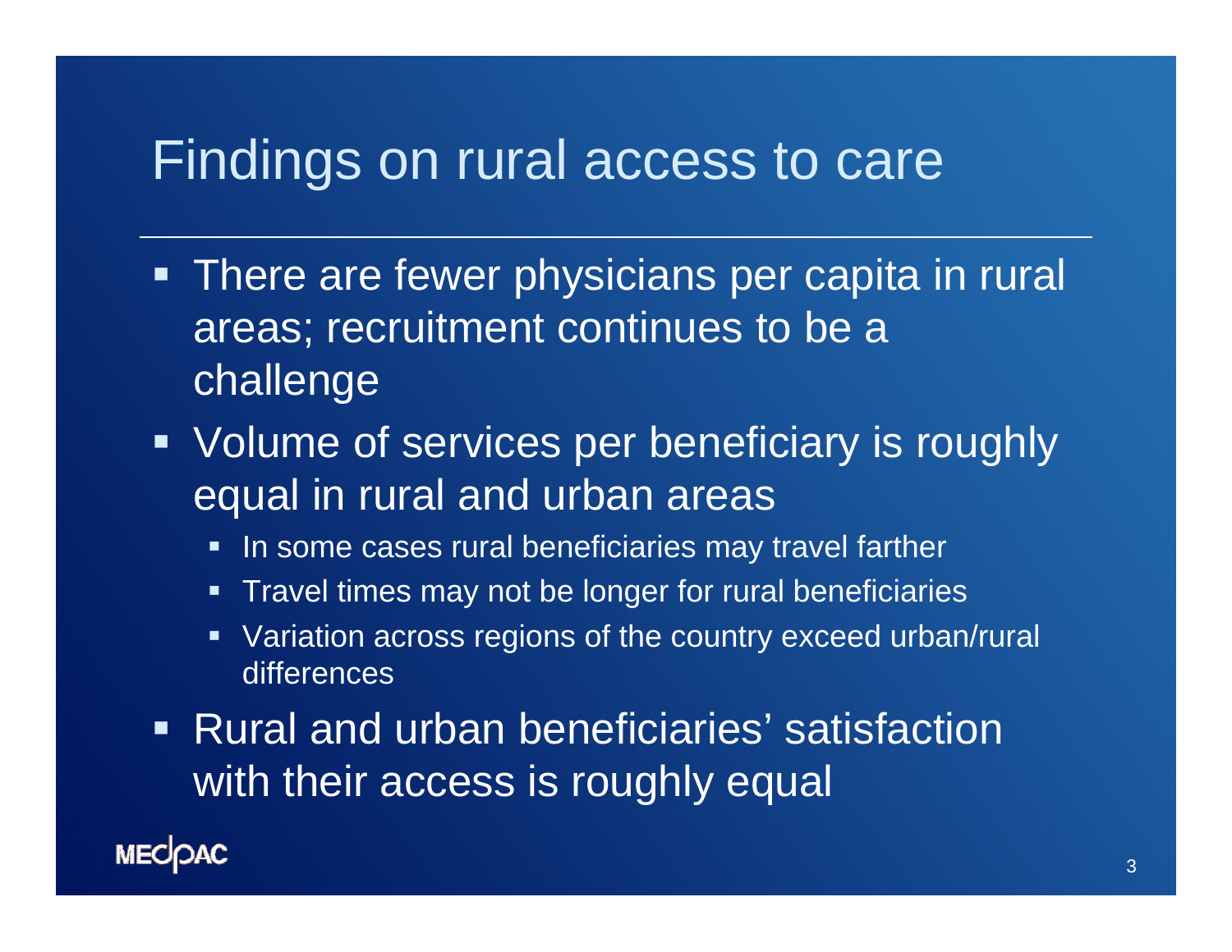# Findings on rural access to care

- There are fewer physicians per capita in rural areas; recruitment continues to be a challenge
- Volume of services per beneficiary is roughly equal in rural and urban areas
  - In some cases rural beneficiaries may travel farther
  - Travel times may not be longer for rural beneficiaries
  - Variation across regions of the country exceed urban/rural differences
- Rural and urban beneficiaries' satisfaction with their access is roughly equal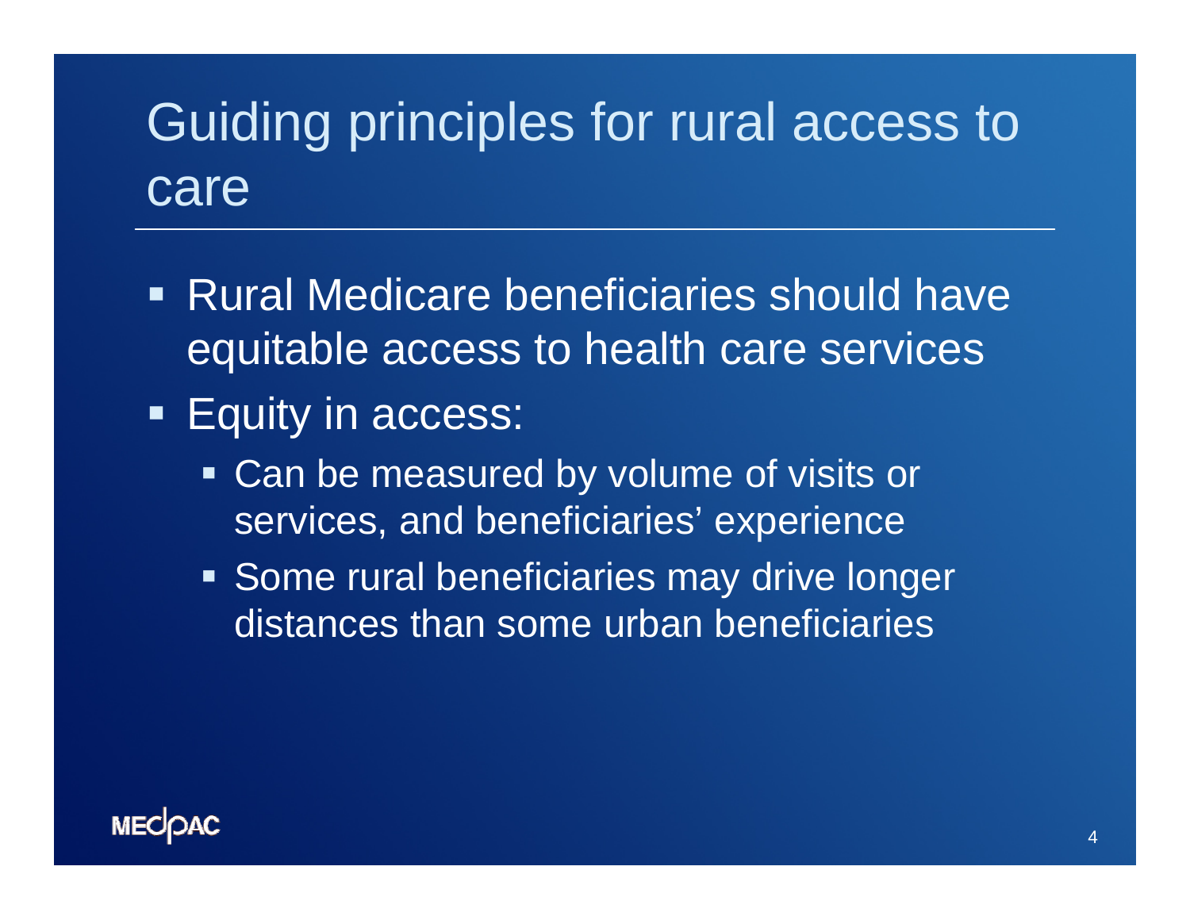# Guiding principles for rural access to care

- Rural Medicare beneficiaries should have equitable access to health care services
- Equity in access:
  - Can be measured by volume of visits or services, and beneficiaries' experience
  - Some rural beneficiaries may drive longer distances than some urban beneficiaries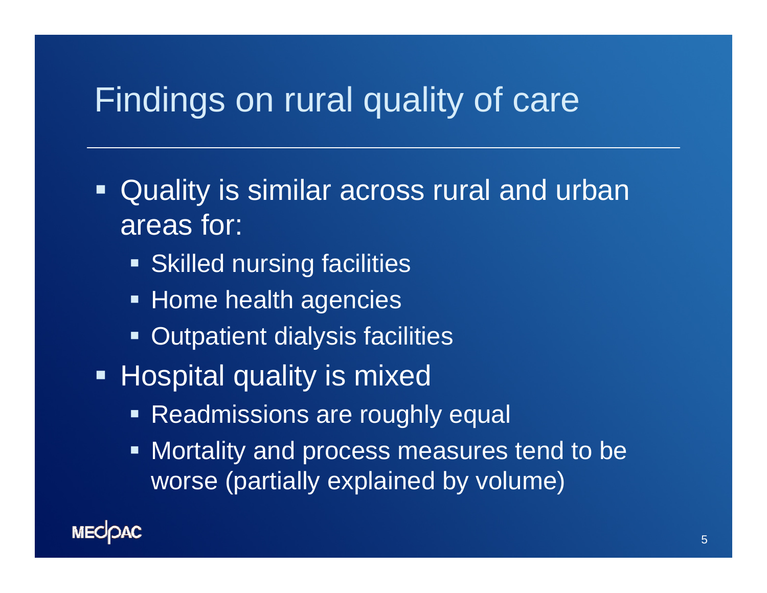# Findings on rural quality of care

- Quality is similar across rural and urban areas for:
  - Skilled nursing facilities
  - Home health agencies
  - Outpatient dialysis facilities
- Hospital quality is mixed
  - Readmissions are roughly equal
  - Mortality and process measures tend to be worse (partially explained by volume)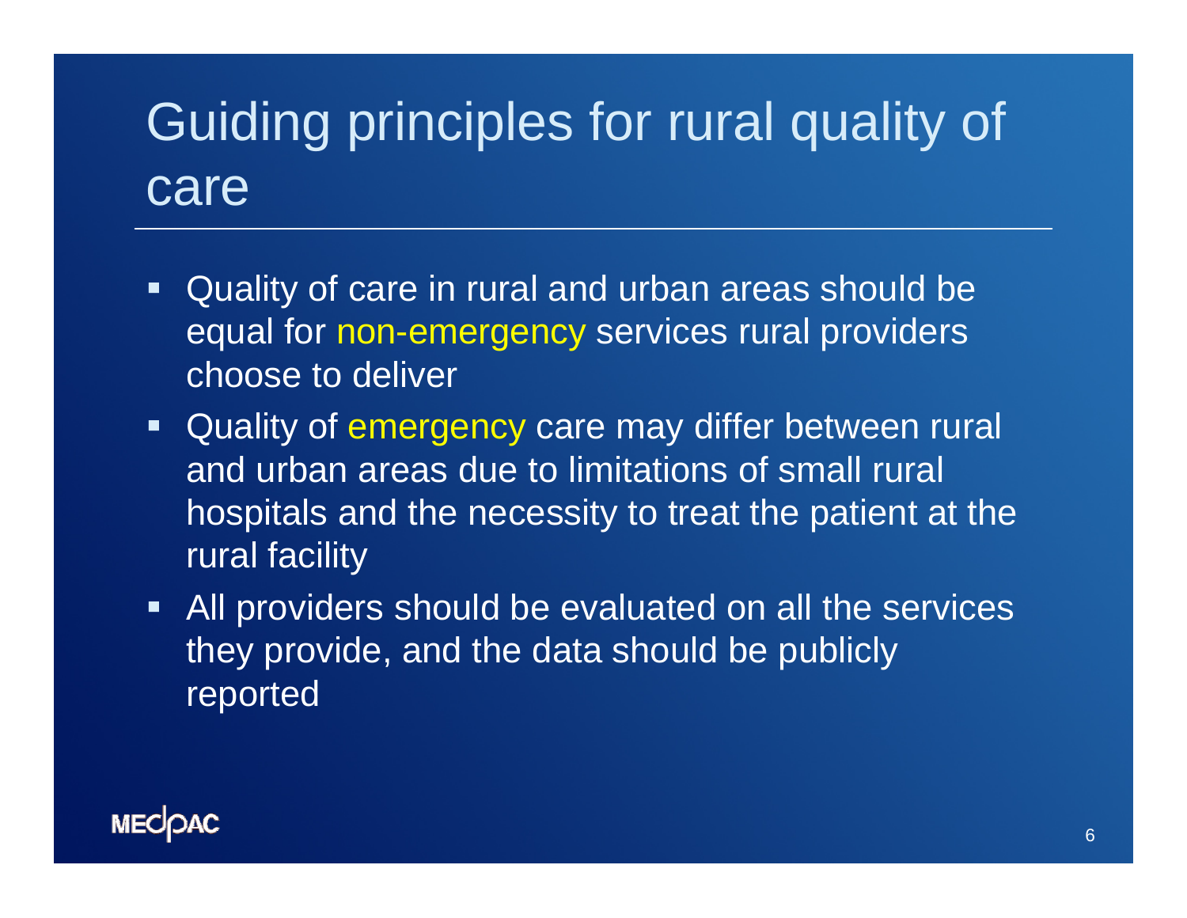# Guiding principles for rural quality of care

- Quality of care in rural and urban areas should be equal for non-emergency services rural providers choose to deliver
- Quality of emergency care may differ between rural and urban areas due to limitations of small rural hospitals and the necessity to treat the patient at the rural facility
- All providers should be evaluated on all the services they provide, and the data should be publicly reported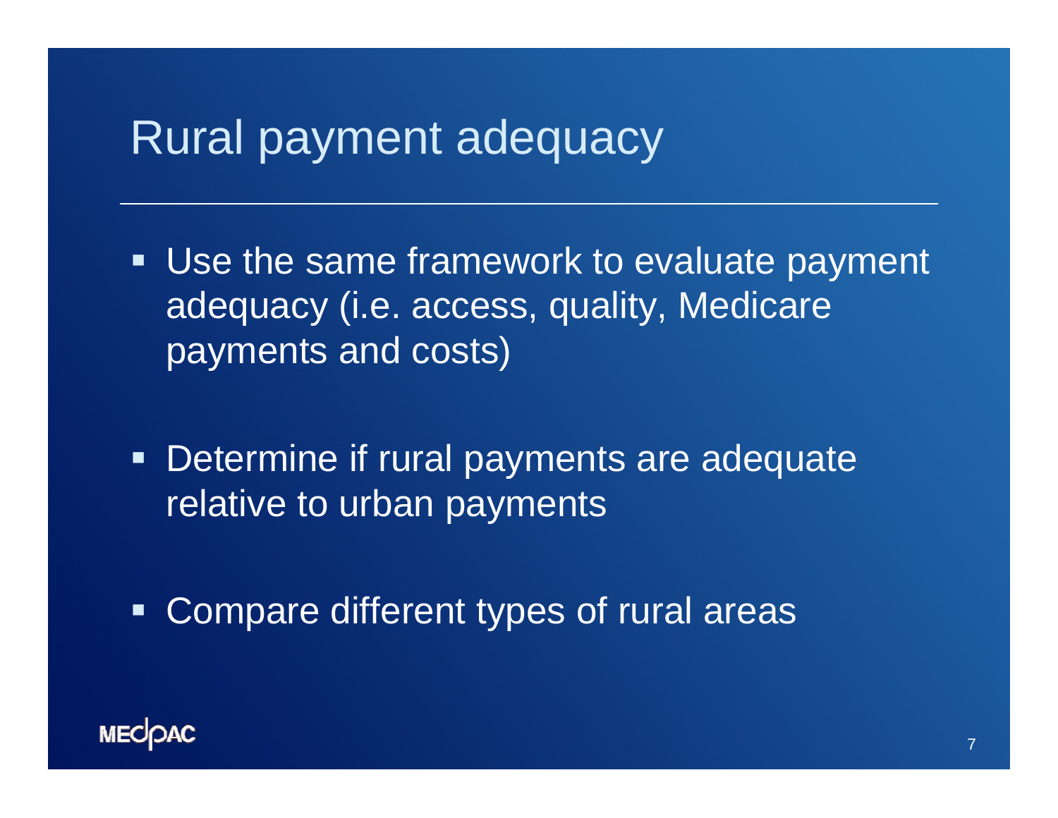# Rural payment adequacy

- Use the same framework to evaluate payment adequacy (i.e. access, quality, Medicare payments and costs)
- Determine if rural payments are adequate relative to urban payments
- Compare different types of rural areas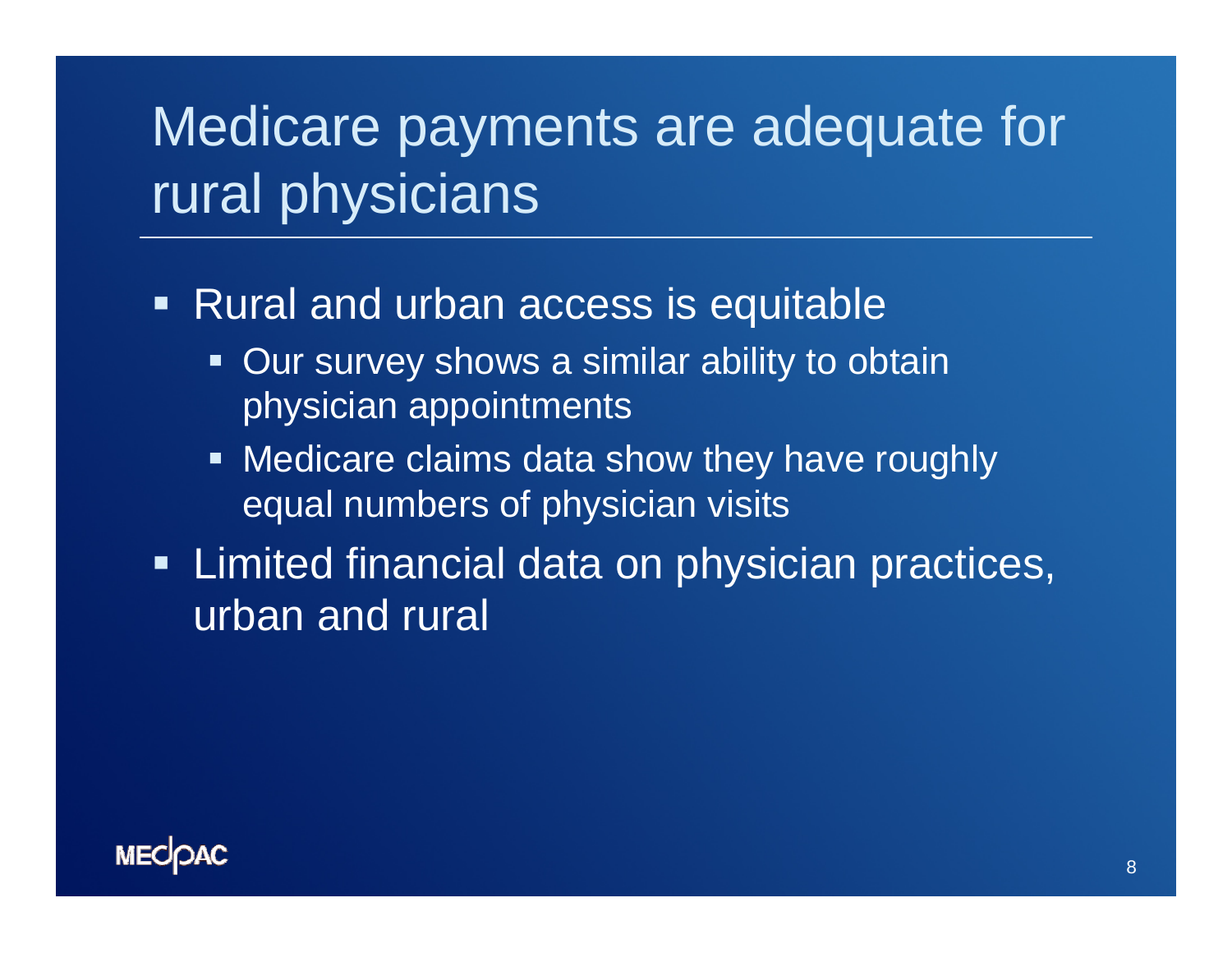# Medicare payments are adequate for rural physicians

- Rural and urban access is equitable
  - Our survey shows a similar ability to obtain physician appointments
  - Medicare claims data show they have roughly equal numbers of physician visits
- Limited financial data on physician practices, urban and rural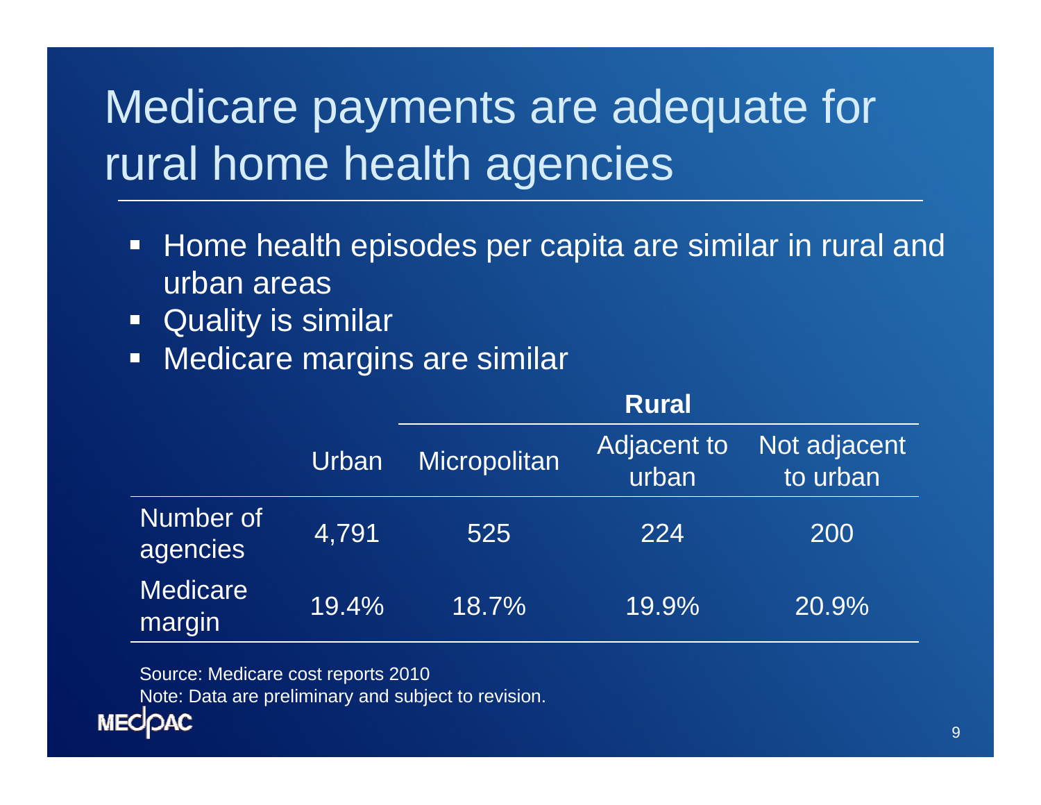# Medicare payments are adequate for rural home health agencies

- Home health episodes per capita are similar in rural and urban areas
- Quality is similar
- Medicare margins are similar

| | | Rural | | |
|---|---|---|---|---|
| | Urban | Micropolitan | Adjacent to urban | Not adjacent to urban |
| Number of agencies | 4,791 | 525 | 224 | 200 |
| Medicare margin | 19.4% | 18.7% | 19.9% | 20.9% |

Source: Medicare cost reports 2010

Note: Data are preliminary and subject to revision.

MEDPAC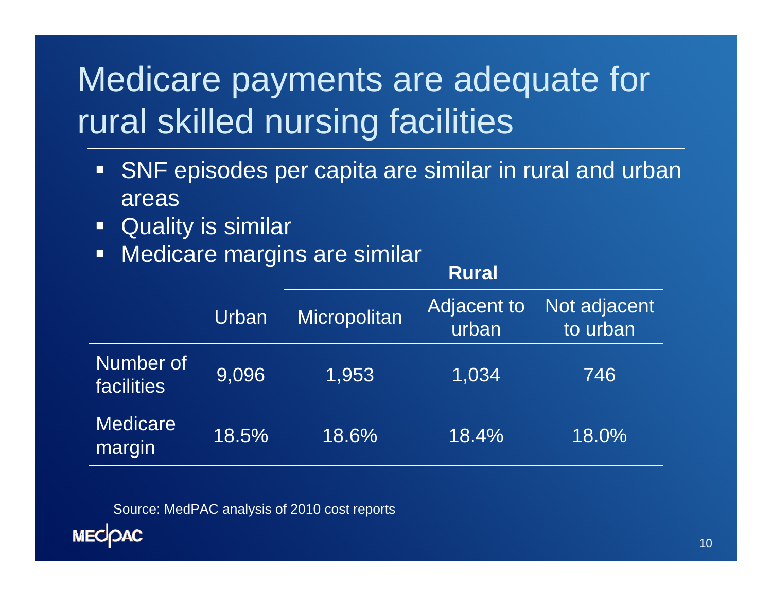# Medicare payments are adequate for rural skilled nursing facilities

- SNF episodes per capita are similar in rural and urban areas
- Quality is similar
- Medicare margins are similar

| | | Rural | | |
|---|---|---|---|---|
| | Urban | Micropolitan | Adjacent to urban | Not adjacent to urban |
| Number of facilities | 9,096 | 1,953 | 1,034 | 746 |
| Medicare margin | 18.5% | 18.6% | 18.4% | 18.0% |

Source: MedPAC analysis of 2010 cost reports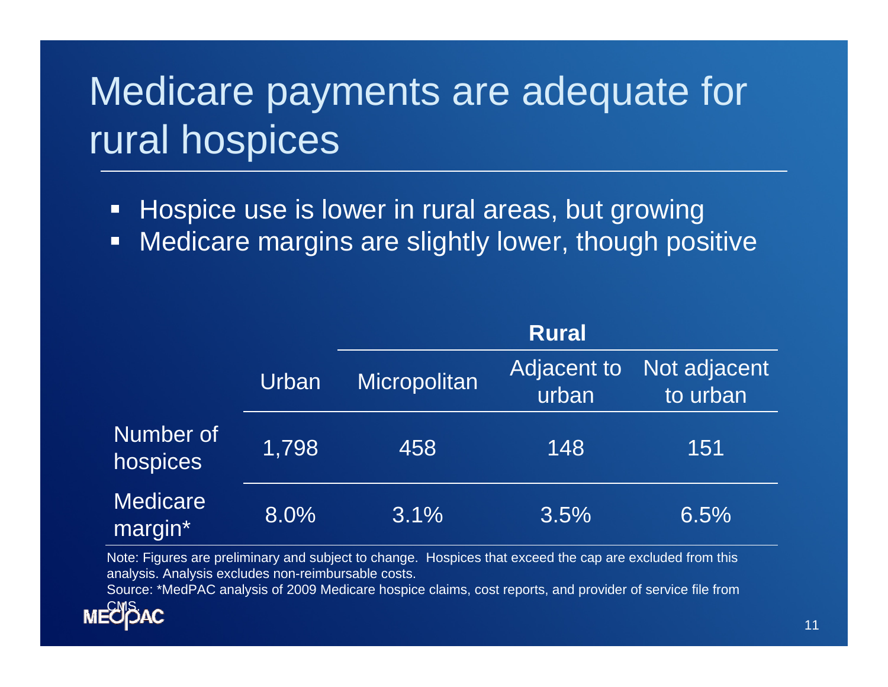# Medicare payments are adequate for rural hospices

- Hospice use is lower in rural areas, but growing
- Medicare margins are slightly lower, though positive

| | | Rural | | |
|---|---|---|---|---|
| | Urban | Micropolitan | Adjacent to urban | Not adjacent to urban |
| Number of hospices | 1,798 | 458 | 148 | 151 |
| Medicare margin* | 8.0% | 3.1% | 3.5% | 6.5% |

Note: Figures are preliminary and subject to change. Hospices that exceed the cap are excluded from this analysis. Analysis excludes non-reimbursable costs.

Source: *MedPAC analysis of 2009 Medicare hospice claims, cost reports, and provider of service file from CMS.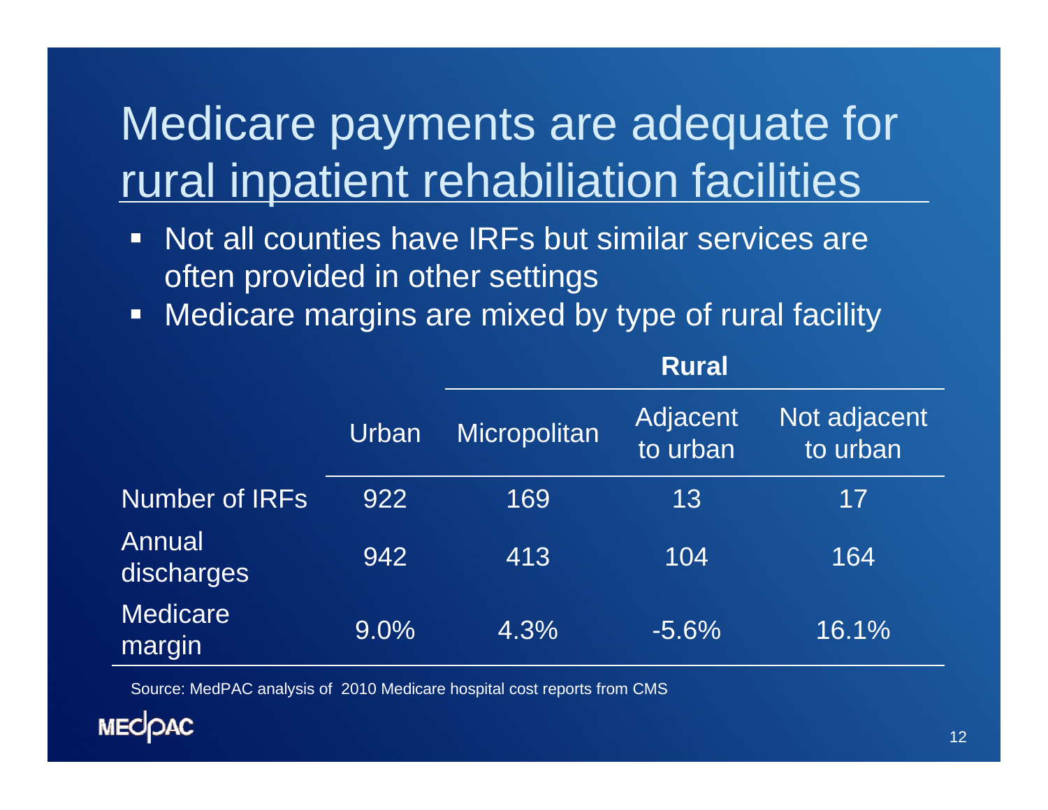# Medicare payments are adequate for rural inpatient rehabiliation facilities

- Not all counties have IRFs but similar services are often provided in other settings
- Medicare margins are mixed by type of rural facility

| | | Rural | | |
|---|---|---|---|---|
| | Urban | Micropolitan | Adjacent to urban | Not adjacent to urban |
| Number of IRFs | 922 | 169 | 13 | 17 |
| Annual discharges | 942 | 413 | 104 | 164 |
| Medicare margin | 9.0% | 4.3% | -5.6% | 16.1% |

Source: MedPAC analysis of 2010 Medicare hospital cost reports from CMS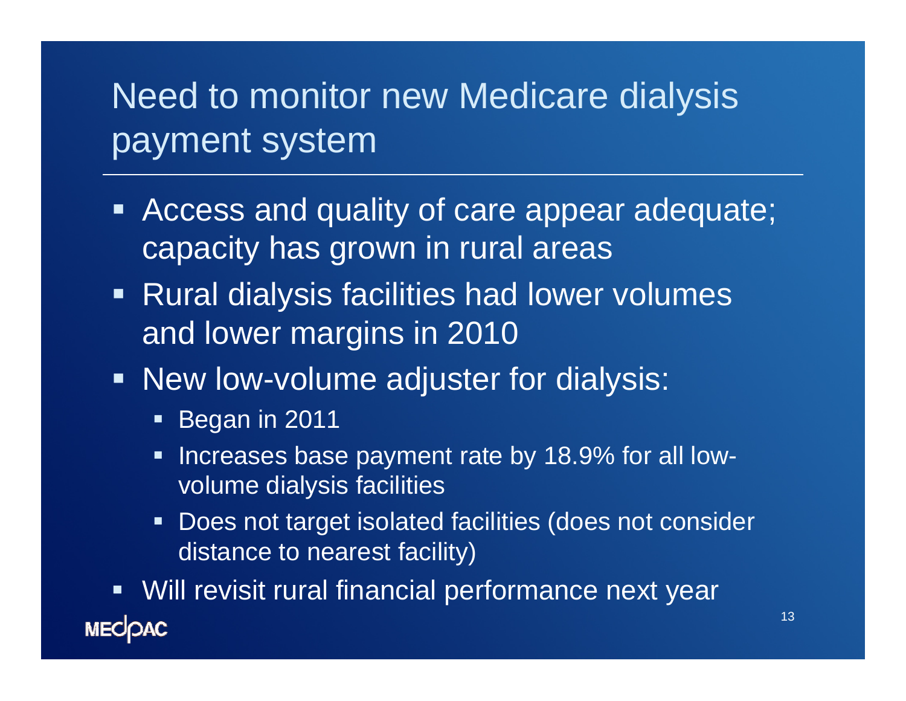# Need to monitor new Medicare dialysis payment system

- Access and quality of care appear adequate; capacity has grown in rural areas
- Rural dialysis facilities had lower volumes and lower margins in 2010
- New low-volume adjuster for dialysis:
  - Began in 2011
  - Increases base payment rate by 18.9% for all low-volume dialysis facilities
  - Does not target isolated facilities (does not consider distance to nearest facility)
- Will revisit rural financial performance next year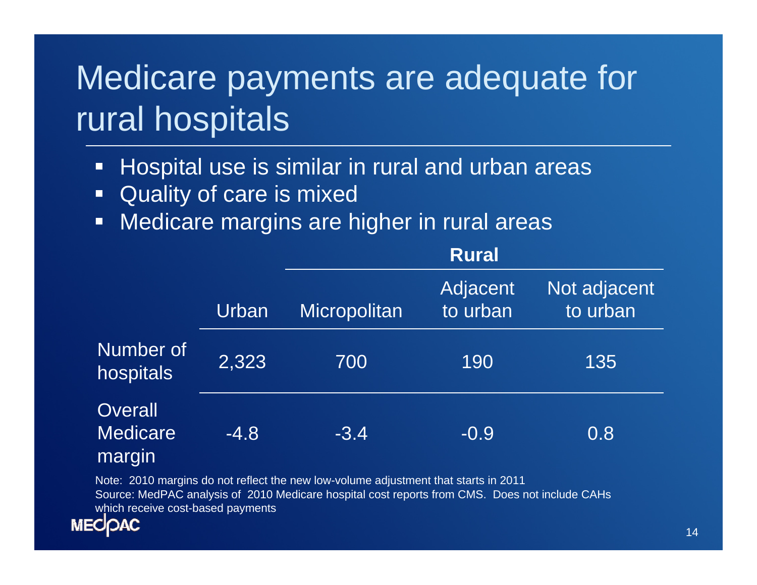# Medicare payments are adequate for rural hospitals

- Hospital use is similar in rural and urban areas
- Quality of care is mixed
- Medicare margins are higher in rural areas

| | | **Rural** | | |
|---|---|---|---|---|
| | Urban | Micropolitan | Adjacent to urban | Not adjacent to urban |
| Number of hospitals | 2,323 | 700 | 190 | 135 |
| Overall Medicare margin | -4.8 | -3.4 | -0.9 | 0.8 |

Note: 2010 margins do not reflect the new low-volume adjustment that starts in 2011

Source: MedPAC analysis of 2010 Medicare hospital cost reports from CMS. Does not include CAHs which receive cost-based payments

MEDPAC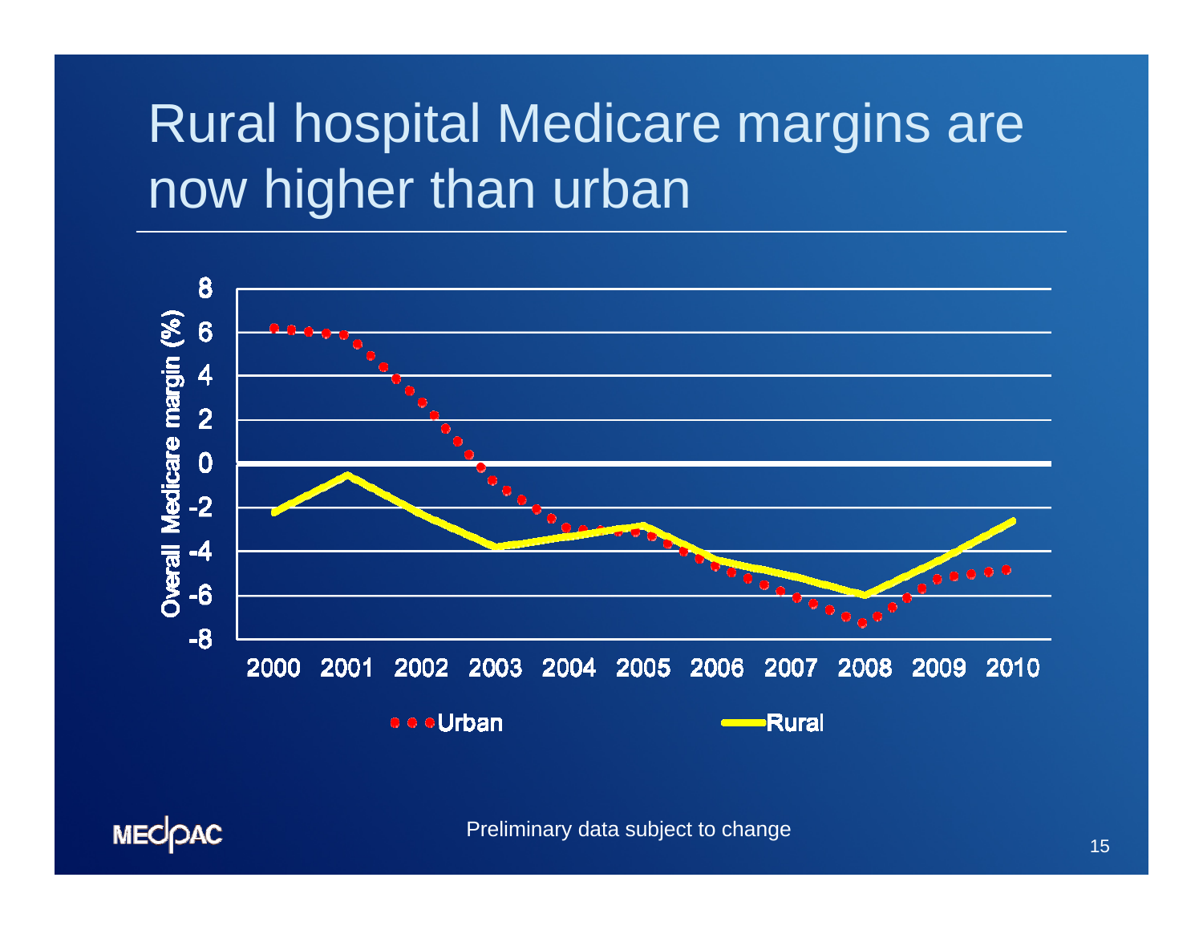# Rural hospital Medicare margins are now higher than urban

Overall Medicare margin (%)

8
6
4
2
0
-2
-4
-6
-8

2000 2001 2002 2003 2004 2005 2006 2007 2008 2009 2010

Urban  Rural

Preliminary data subject to change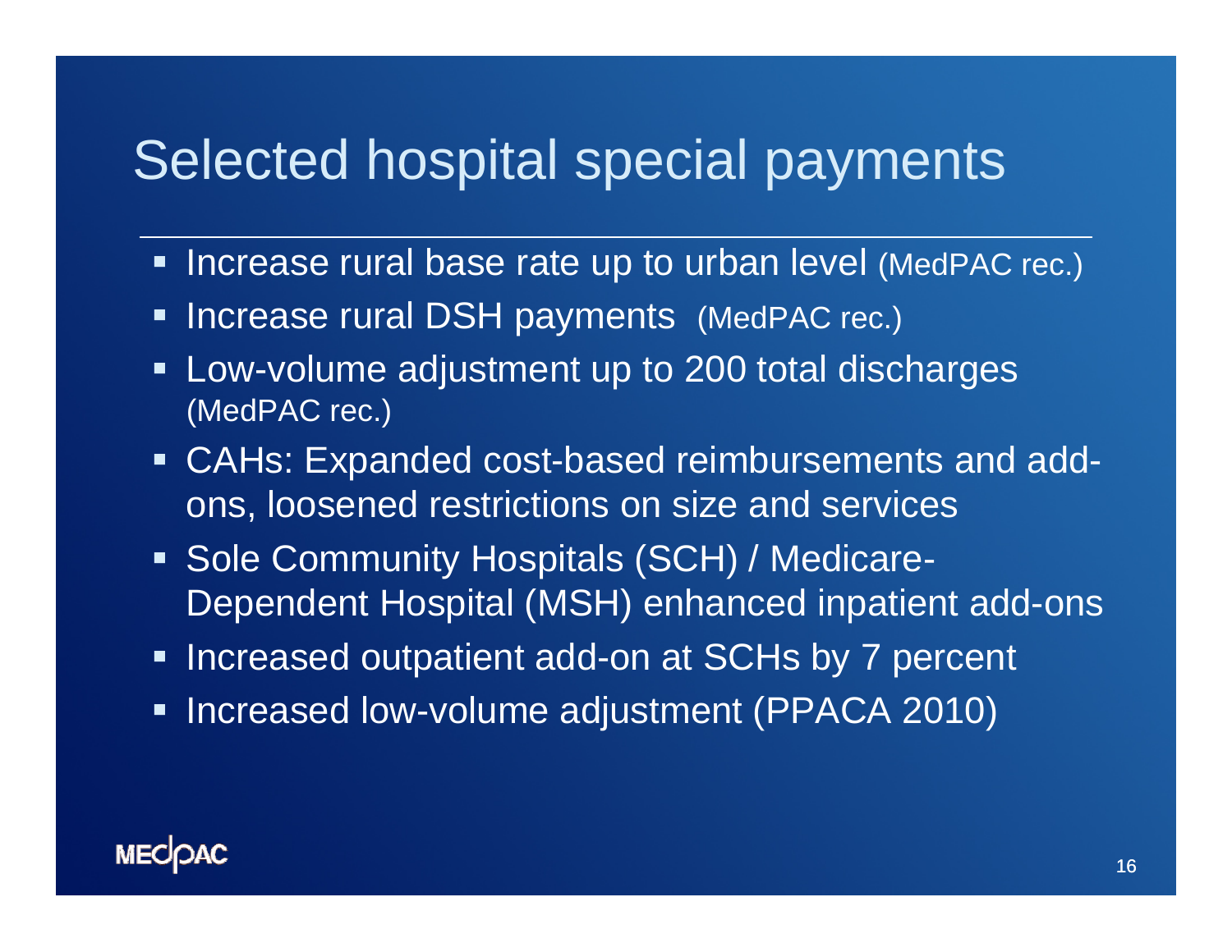# Selected hospital special payments

- Increase rural base rate up to urban level (MedPAC rec.)
- Increase rural DSH payments (MedPAC rec.)
- Low-volume adjustment up to 200 total discharges (MedPAC rec.)
- CAHs: Expanded cost-based reimbursements and add-ons, loosened restrictions on size and services
- Sole Community Hospitals (SCH) / Medicare-Dependent Hospital (MSH) enhanced inpatient add-ons
- Increased outpatient add-on at SCHs by 7 percent
- Increased low-volume adjustment (PPACA 2010)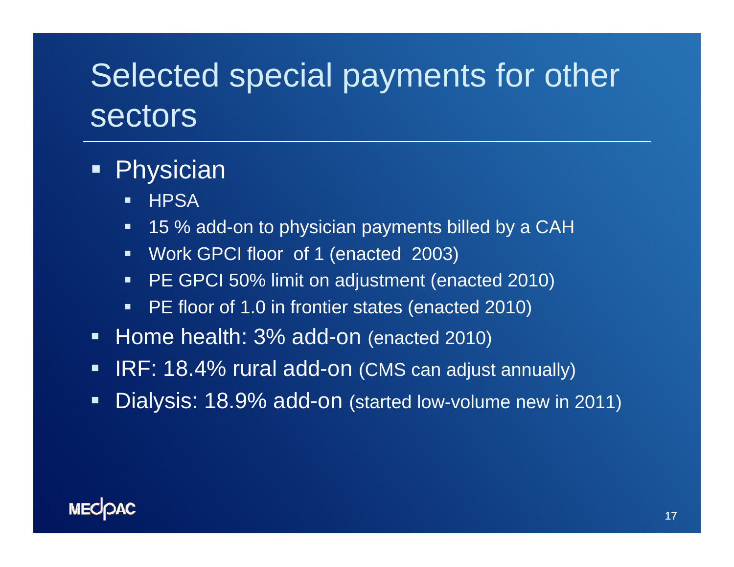# Selected special payments for other sectors

- Physician
  - HPSA
  - 15 % add-on to physician payments billed by a CAH
  - Work GPCI floor of 1 (enacted 2003)
  - PE GPCI 50% limit on adjustment (enacted 2010)
  - PE floor of 1.0 in frontier states (enacted 2010)
- Home health: 3% add-on (enacted 2010)
- IRF: 18.4% rural add-on (CMS can adjust annually)
- Dialysis: 18.9% add-on (started low-volume new in 2011)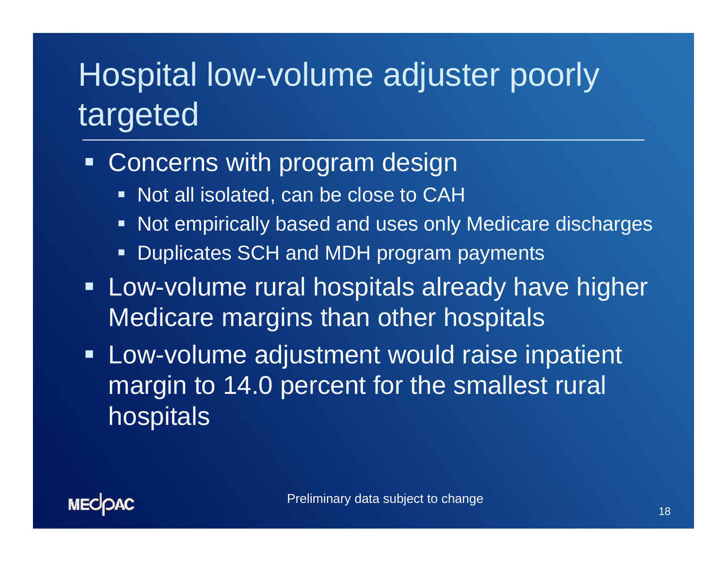# Hospital low-volume adjuster poorly targeted

- Concerns with program design
  - Not all isolated, can be close to CAH
  - Not empirically based and uses only Medicare discharges
  - Duplicates SCH and MDH program payments
- Low-volume rural hospitals already have higher Medicare margins than other hospitals
- Low-volume adjustment would raise inpatient margin to 14.0 percent for the smallest rural hospitals

Preliminary data subject to change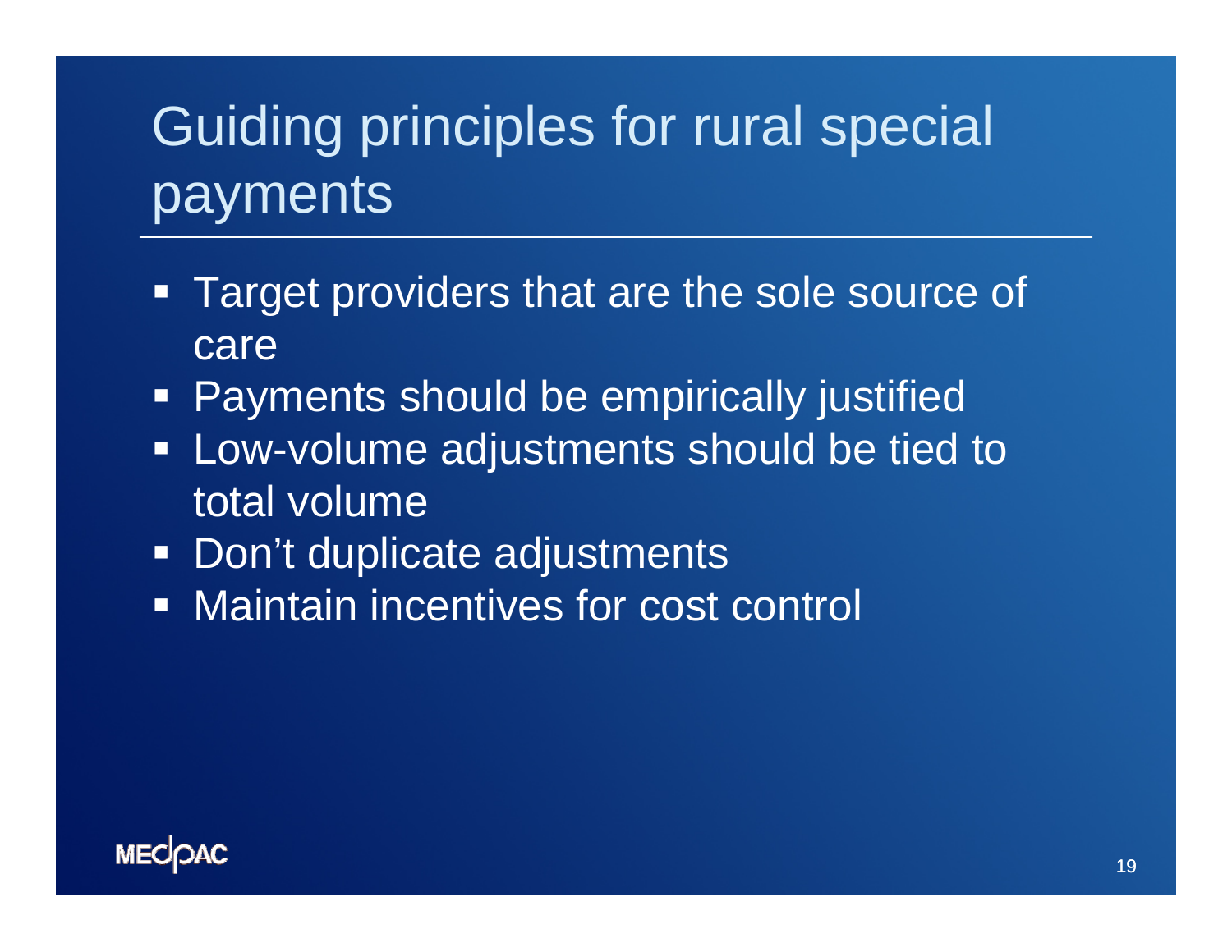# Guiding principles for rural special payments

- Target providers that are the sole source of care
- Payments should be empirically justified
- Low-volume adjustments should be tied to total volume
- Don't duplicate adjustments
- Maintain incentives for cost control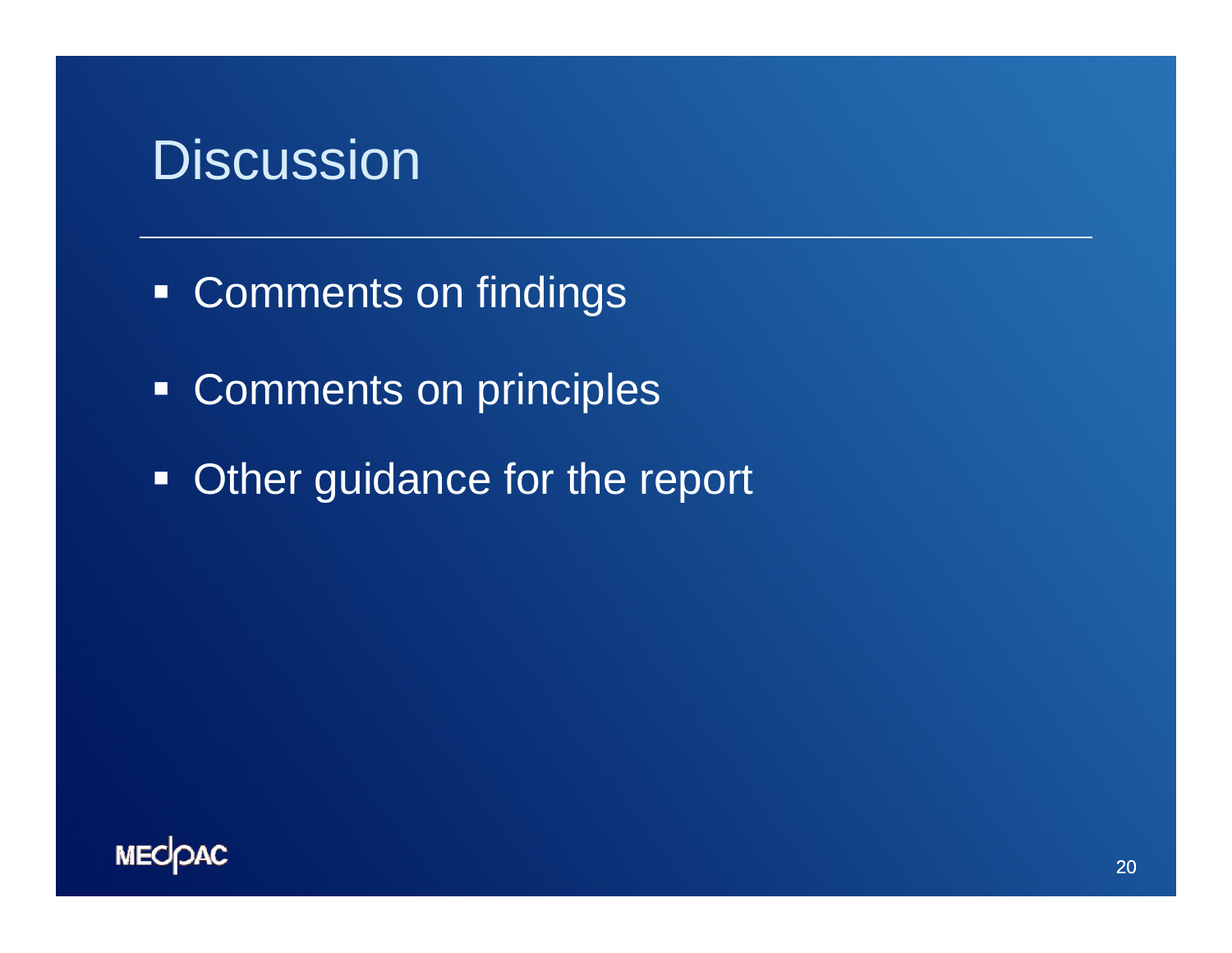# Discussion

- Comments on findings
- Comments on principles
- Other guidance for the report